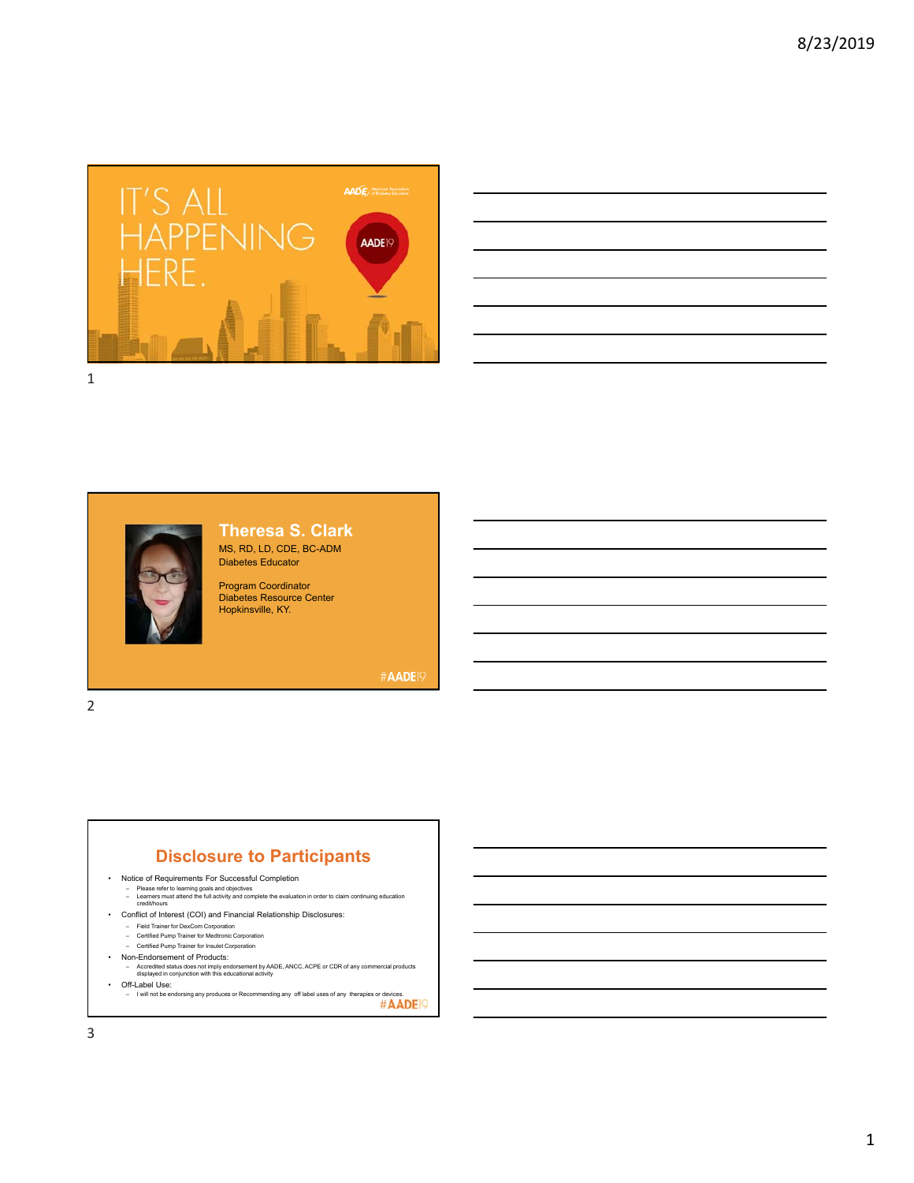IT'S ALL HAPPENING HERE.

AADE19

## Theresa S. Clark

MS, RD, LD, CDE, BC-ADM
Diabetes Educator

Program Coordinator
Diabetes Resource Center
Hopkinsville, KY.

#AADE19

## Disclosure to Participants

- Notice of Requirements For Successful Completion
  - Please refer to learning goals and objectives
  - Learners must attend the full activity and complete the evaluation in order to claim continuing education credit/hours
- Conflict of Interest (COI) and Financial Relationship Disclosures:
  - Field Trainer for DexCom Corporation
  - Certified Pump Trainer for Medtronic Corporation
  - Certified Pump Trainer for Insulet Corporation
- Non-Endorsement of Products:
  - Accredited status does not imply endorsement by AADE, ANCC, ACPE or CDR of any commercial products displayed in conjunction with this educational activity
- Off-Label Use:
  - I will not be endorsing any produces or Recommending any off label uses of any therapies or devices.

#AADE19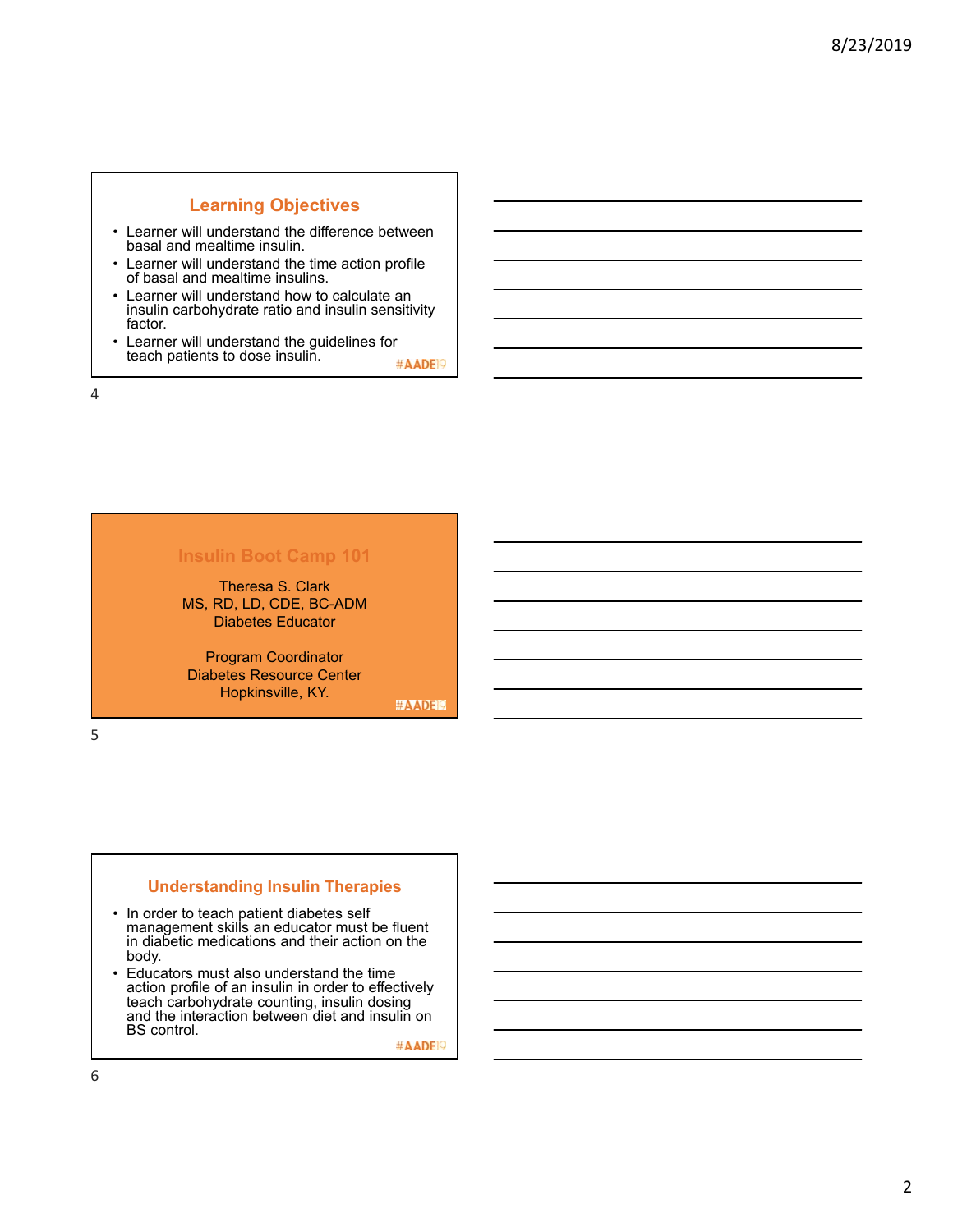## Learning Objectives

- Learner will understand the difference between basal and mealtime insulin.
- Learner will understand the time action profile of basal and mealtime insulins.
- Learner will understand how to calculate an insulin carbohydrate ratio and insulin sensitivity factor.
- Learner will understand the guidelines for teach patients to dose insulin.

#AADE19

## Insulin Boot Camp 101

Theresa S. Clark
MS, RD, LD, CDE, BC-ADM
Diabetes Educator

Program Coordinator
Diabetes Resource Center
Hopkinsville, KY.

#AADE19

## Understanding Insulin Therapies

- In order to teach patient diabetes self management skills an educator must be fluent in diabetic medications and their action on the body.
- Educators must also understand the time action profile of an insulin in order to effectively teach carbohydrate counting, insulin dosing and the interaction between diet and insulin on BS control.

#AADE19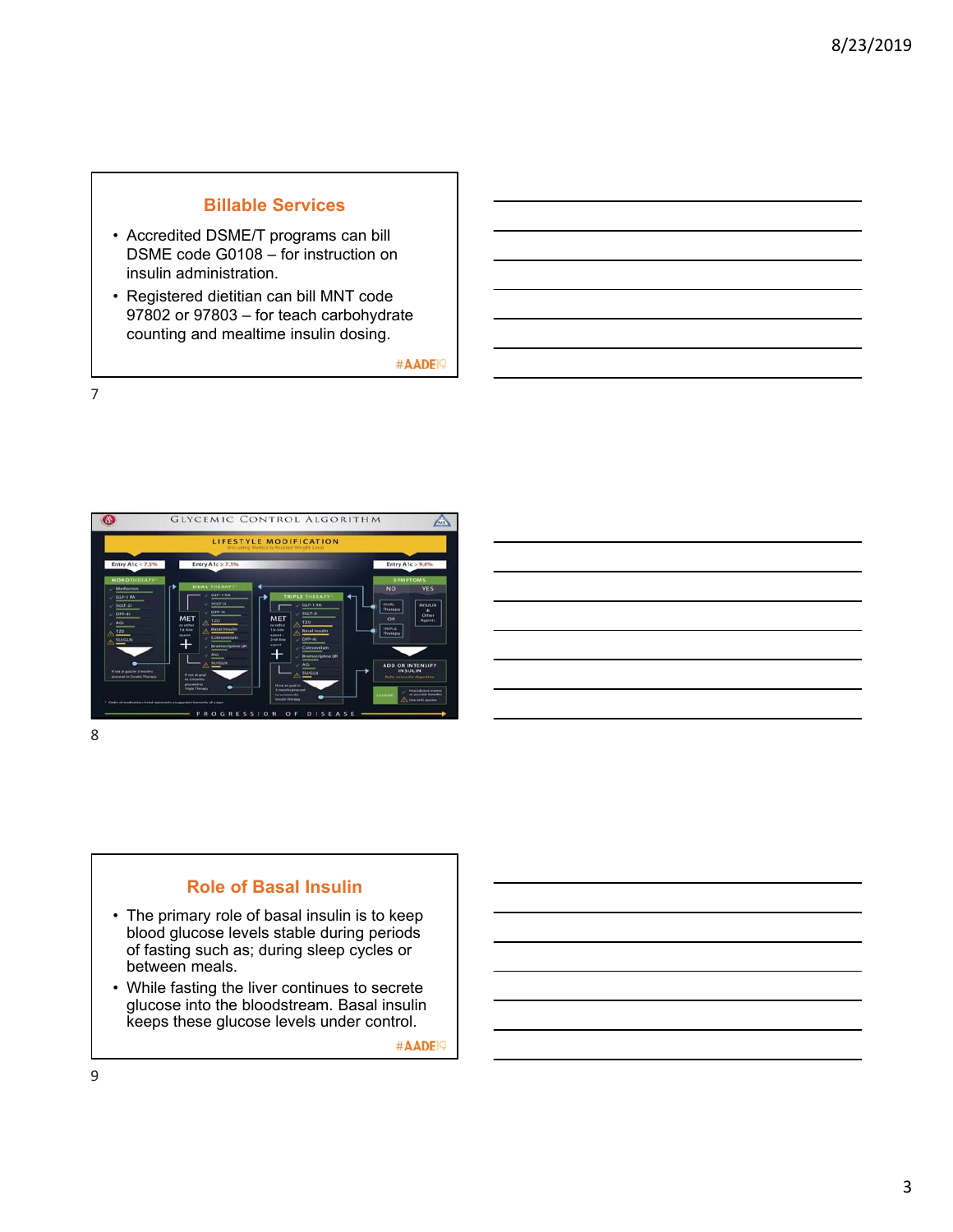## Billable Services

- Accredited DSME/T programs can bill DSME code G0108 – for instruction on insulin administration.
- Registered dietitian can bill MNT code 97802 or 97803 – for teach carbohydrate counting and mealtime insulin dosing.

## Glycemic Control Algorithm

## Role of Basal Insulin

- The primary role of basal insulin is to keep blood glucose levels stable during periods of fasting such as; during sleep cycles or between meals.
- While fasting the liver continues to secrete glucose into the bloodstream. Basal insulin keeps these glucose levels under control.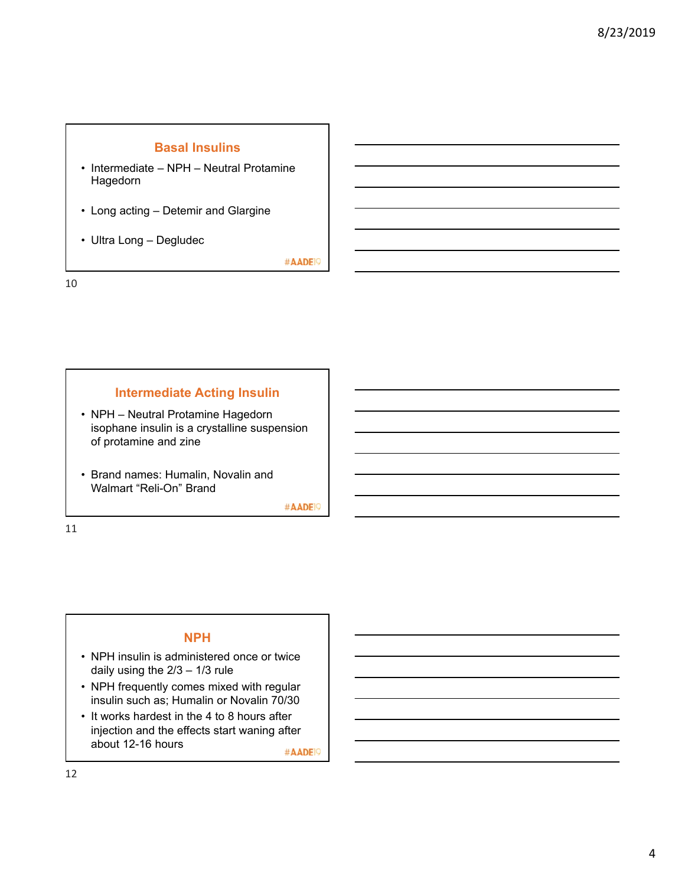## Basal Insulins

- Intermediate – NPH – Neutral Protamine Hagedorn
- Long acting – Detemir and Glargine
- Ultra Long – Degludec

#AADE19

## Intermediate Acting Insulin

- NPH – Neutral Protamine Hagedorn isophane insulin is a crystalline suspension of protamine and zine
- Brand names: Humalin, Novalin and Walmart "Reli-On" Brand

#AADE19

## NPH

- NPH insulin is administered once or twice daily using the 2/3 – 1/3 rule
- NPH frequently comes mixed with regular insulin such as; Humalin or Novalin 70/30
- It works hardest in the 4 to 8 hours after injection and the effects start waning after about 12-16 hours

#AADE19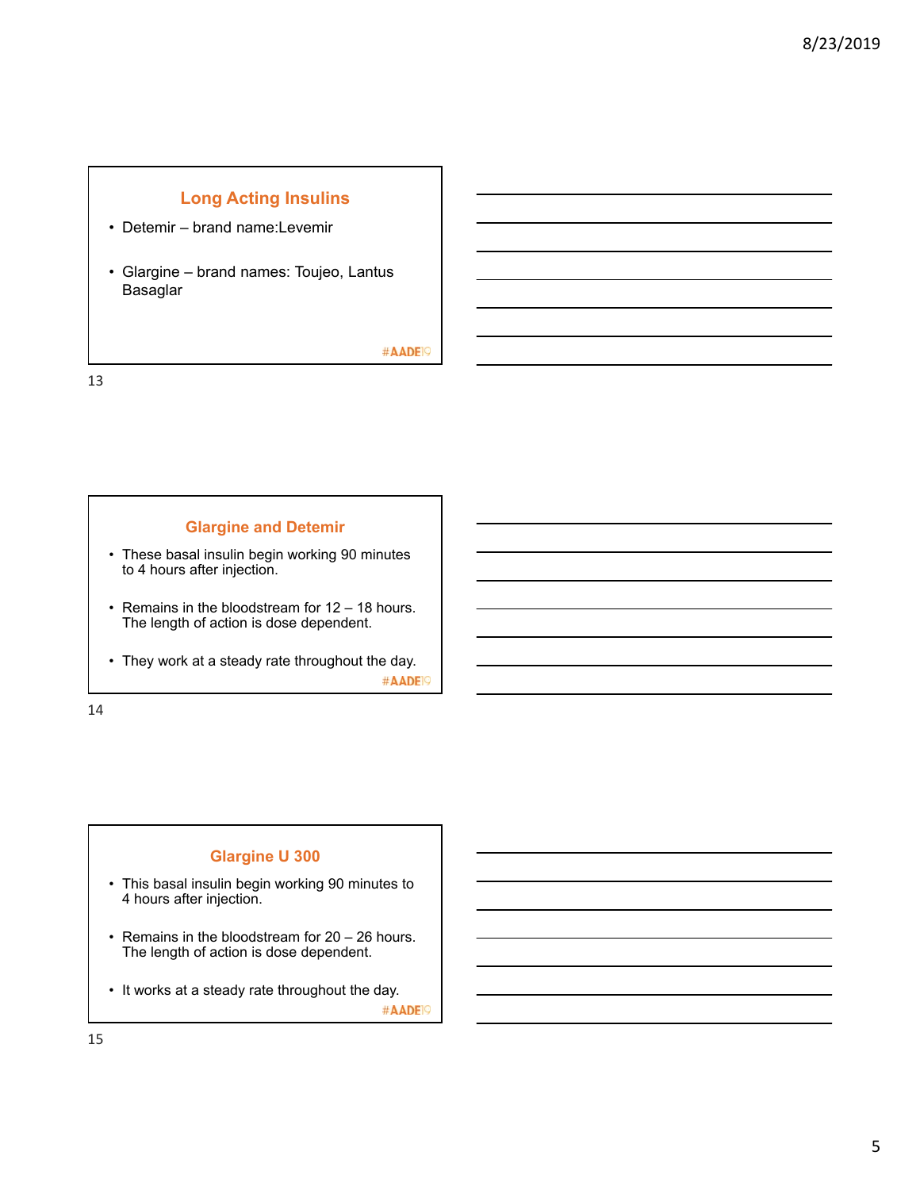## Long Acting Insulins

- Detemir – brand name:Levemir
- Glargine – brand names: Toujeo, Lantus Basaglar

#AADE19

## Glargine and Detemir

- These basal insulin begin working 90 minutes to 4 hours after injection.
- Remains in the bloodstream for 12 – 18 hours. The length of action is dose dependent.
- They work at a steady rate throughout the day.

#AADE19

## Glargine U 300

- This basal insulin begin working 90 minutes to 4 hours after injection.
- Remains in the bloodstream for 20 – 26 hours. The length of action is dose dependent.
- It works at a steady rate throughout the day.

#AADE19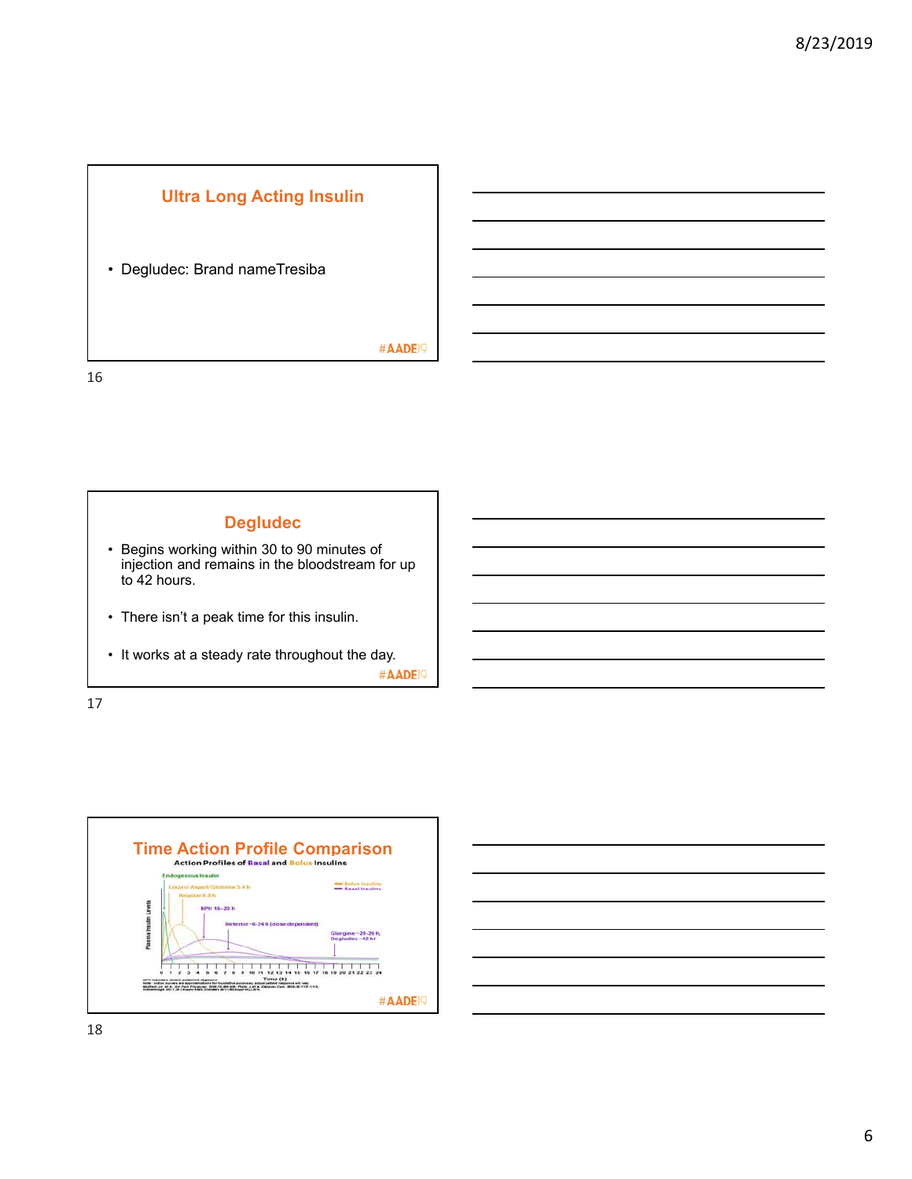## Ultra Long Acting Insulin

- Degludec: Brand nameTresiba

#AADE19

## Degludec

- Begins working within 30 to 90 minutes of injection and remains in the bloodstream for up to 42 hours.
- There isn't a peak time for this insulin.
- It works at a steady rate throughout the day.

#AADE19

## Time Action Profile Comparison

Action Profiles of Basal and Bolus Insulins

Endogenous Insulin

Lispro/ Aspart/Glulisine 3-4 h

Regular 6-8 h

NPH 10–20 h

Detemir~6-24 h (dose dependent)

Glargine ~20-26 h, Degludec ~42 hr

Bolus Insulins

Basal Insulins

Plasma Insulin Levels

Time (h)

0 1 2 3 4 5 6 7 8 9 10 11 12 13 14 15 16 17 18 19 20 21 22 23 24

#AADE19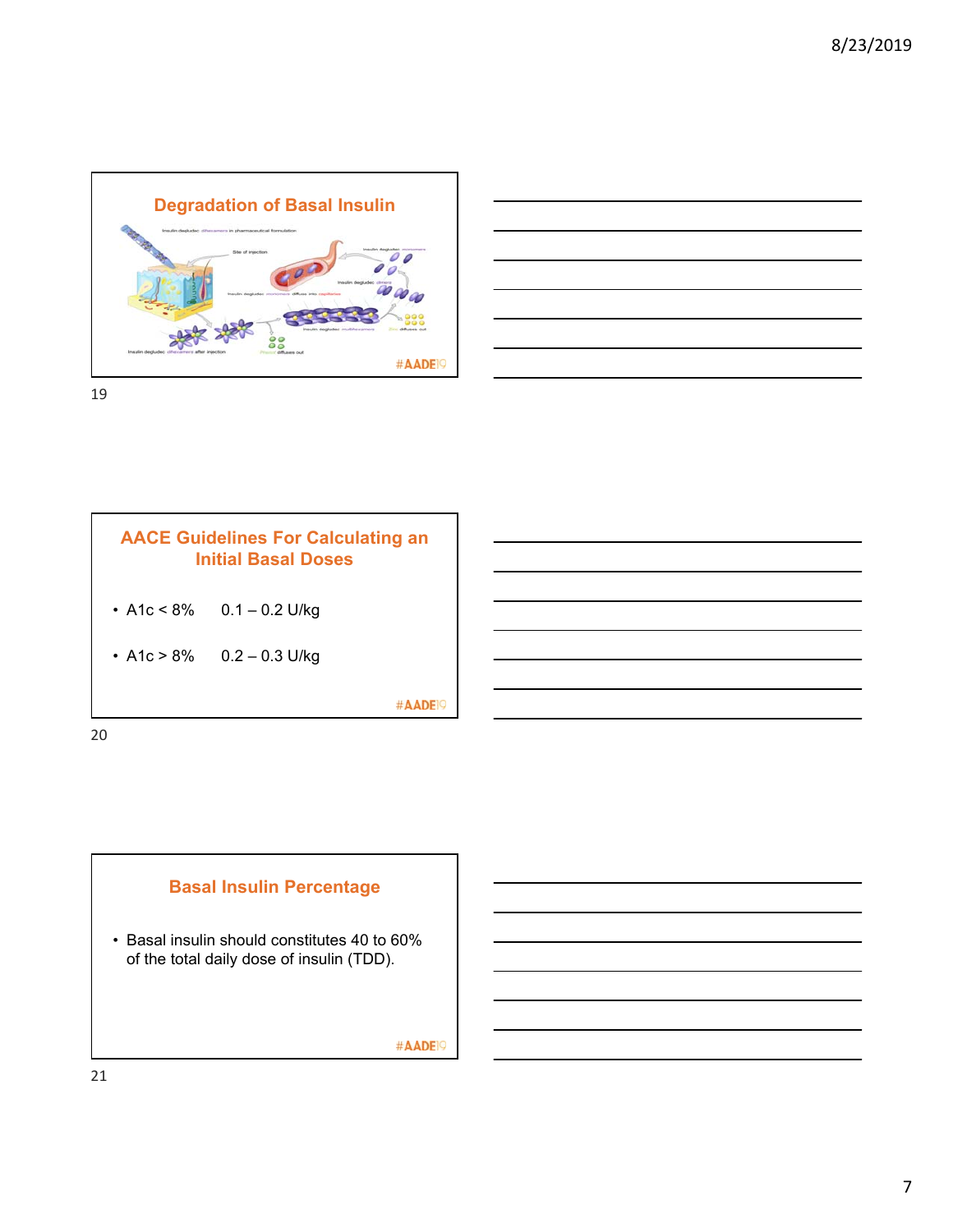## Degradation of Basal Insulin

Insulin degludec dihexamers in pharmaceutical formulation

Site of injection

Insulin degludec monomers

Insulin degludec dimers

Insulin degludec monomers diffuse into capillaries

Insulin degludec multihexamers

Zinc diffuses out

Insulin degludec dihexamers after injection

Phenol diffuses out

#AADE19

## AACE Guidelines For Calculating an Initial Basal Doses

- A1c < 8%     0.1 – 0.2 U/kg
- A1c > 8%     0.2 – 0.3 U/kg

#AADE19

## Basal Insulin Percentage

- Basal insulin should constitutes 40 to 60% of the total daily dose of insulin (TDD).

#AADE19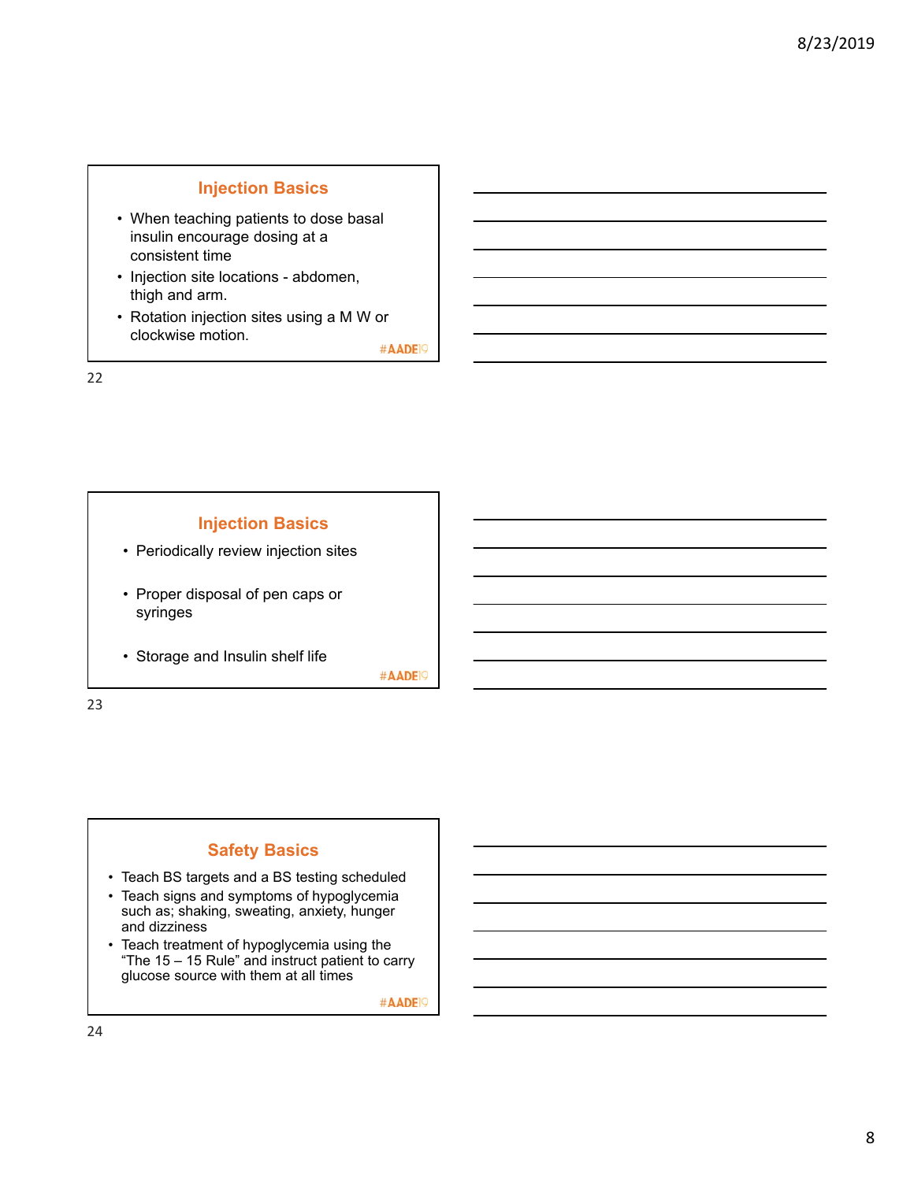## Injection Basics

- When teaching patients to dose basal insulin encourage dosing at a consistent time
- Injection site locations - abdomen, thigh and arm.
- Rotation injection sites using a M W or clockwise motion.

#AADE19

## Injection Basics

- Periodically review injection sites
- Proper disposal of pen caps or syringes
- Storage and Insulin shelf life

#AADE19

## Safety Basics

- Teach BS targets and a BS testing scheduled
- Teach signs and symptoms of hypoglycemia such as; shaking, sweating, anxiety, hunger and dizziness
- Teach treatment of hypoglycemia using the "The 15 – 15 Rule" and instruct patient to carry glucose source with them at all times

#AADE19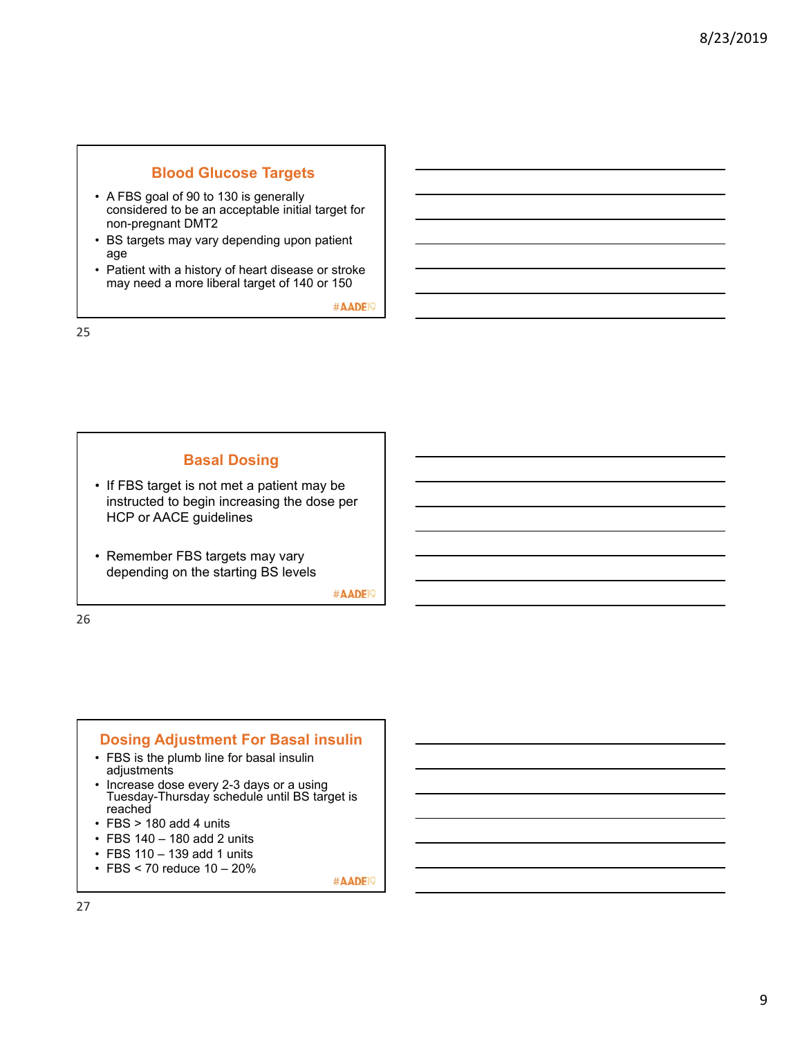## Blood Glucose Targets

- A FBS goal of 90 to 130 is generally considered to be an acceptable initial target for non-pregnant DMT2
- BS targets may vary depending upon patient age
- Patient with a history of heart disease or stroke may need a more liberal target of 140 or 150

#AADE19

## Basal Dosing

- If FBS target is not met a patient may be instructed to begin increasing the dose per HCP or AACE guidelines
- Remember FBS targets may vary depending on the starting BS levels

#AADE19

## Dosing Adjustment For Basal insulin

- FBS is the plumb line for basal insulin adjustments
- Increase dose every 2-3 days or a using Tuesday-Thursday schedule until BS target is reached
- FBS > 180 add 4 units
- FBS 140 – 180 add 2 units
- FBS 110 – 139 add 1 units
- FBS < 70 reduce 10 – 20%

#AADE19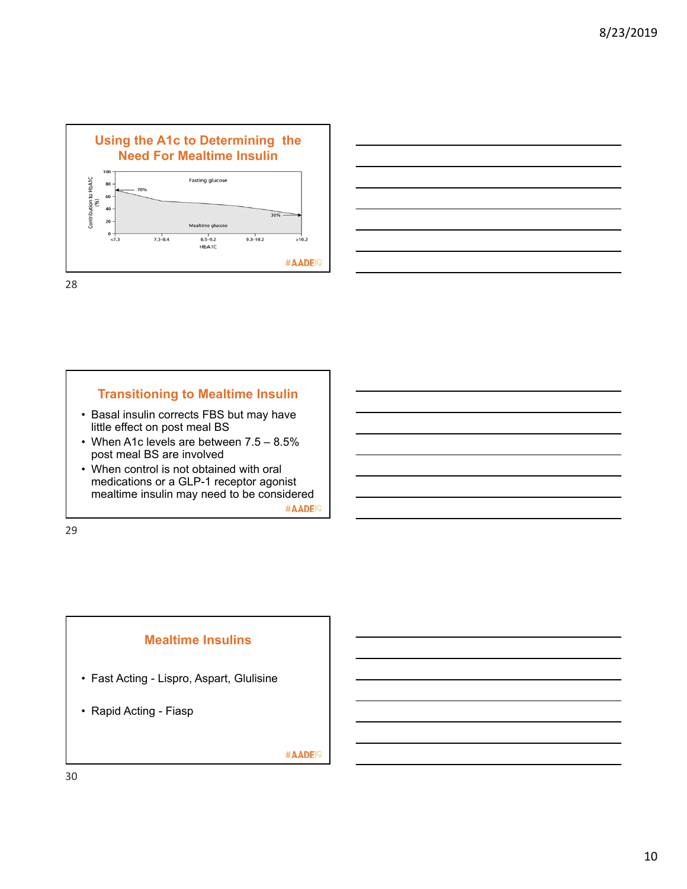## Using the A1c to Determining the Need For Mealtime Insulin

Contribution to HbA1C (%)

100, 80, 60, 40, 20, 0

Fasting glucose

70%

30%

Mealtime glucose

<7.3 | 7.3–8.4 | 8.5–9.2 | 9.3–10.2 | >10.2

HbA1C

#AADE19

## Transitioning to Mealtime Insulin

- Basal insulin corrects FBS but may have little effect on post meal BS
- When A1c levels are between 7.5 – 8.5% post meal BS are involved
- When control is not obtained with oral medications or a GLP-1 receptor agonist mealtime insulin may need to be considered

#AADE19

## Mealtime Insulins

- Fast Acting - Lispro, Aspart, Glulisine
- Rapid Acting - Fiasp

#AADE19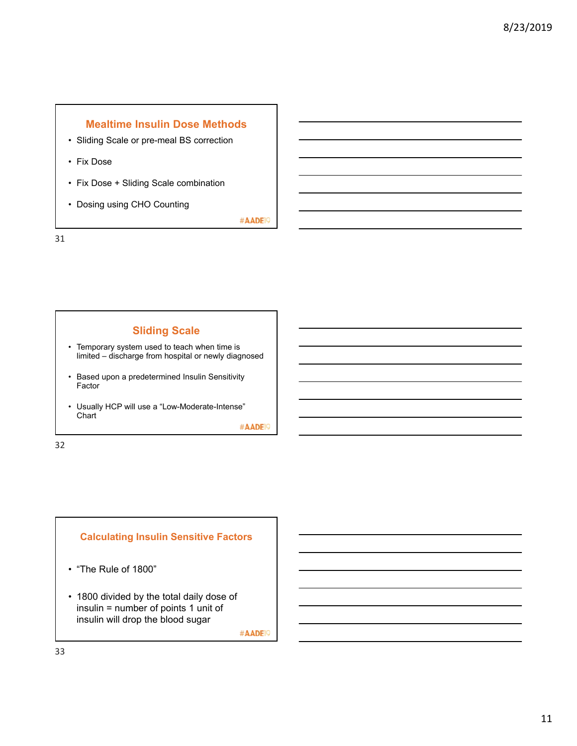## Mealtime Insulin Dose Methods

- Sliding Scale or pre-meal BS correction
- Fix Dose
- Fix Dose + Sliding Scale combination
- Dosing using CHO Counting

#AADE19

## Sliding Scale

- Temporary system used to teach when time is limited – discharge from hospital or newly diagnosed
- Based upon a predetermined Insulin Sensitivity Factor
- Usually HCP will use a "Low-Moderate-Intense" Chart

#AADE19

## Calculating Insulin Sensitive Factors

- "The Rule of 1800"
- 1800 divided by the total daily dose of insulin = number of points 1 unit of insulin will drop the blood sugar

#AADE19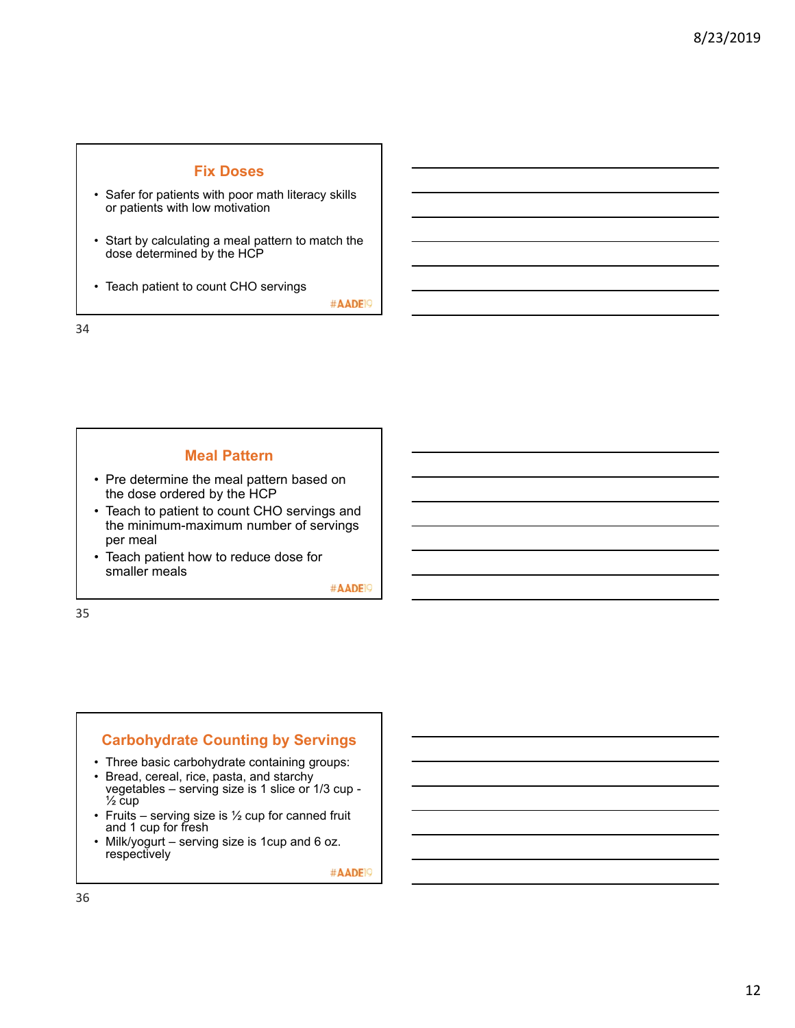## Fix Doses

- Safer for patients with poor math literacy skills or patients with low motivation
- Start by calculating a meal pattern to match the dose determined by the HCP
- Teach patient to count CHO servings

#AADE19

## Meal Pattern

- Pre determine the meal pattern based on the dose ordered by the HCP
- Teach to patient to count CHO servings and the minimum-maximum number of servings per meal
- Teach patient how to reduce dose for smaller meals

#AADE19

## Carbohydrate Counting by Servings

- Three basic carbohydrate containing groups:
- Bread, cereal, rice, pasta, and starchy vegetables – serving size is 1 slice or 1/3 cup - ½ cup
- Fruits – serving size is ½ cup for canned fruit and 1 cup for fresh
- Milk/yogurt – serving size is 1cup and 6 oz. respectively

#AADE19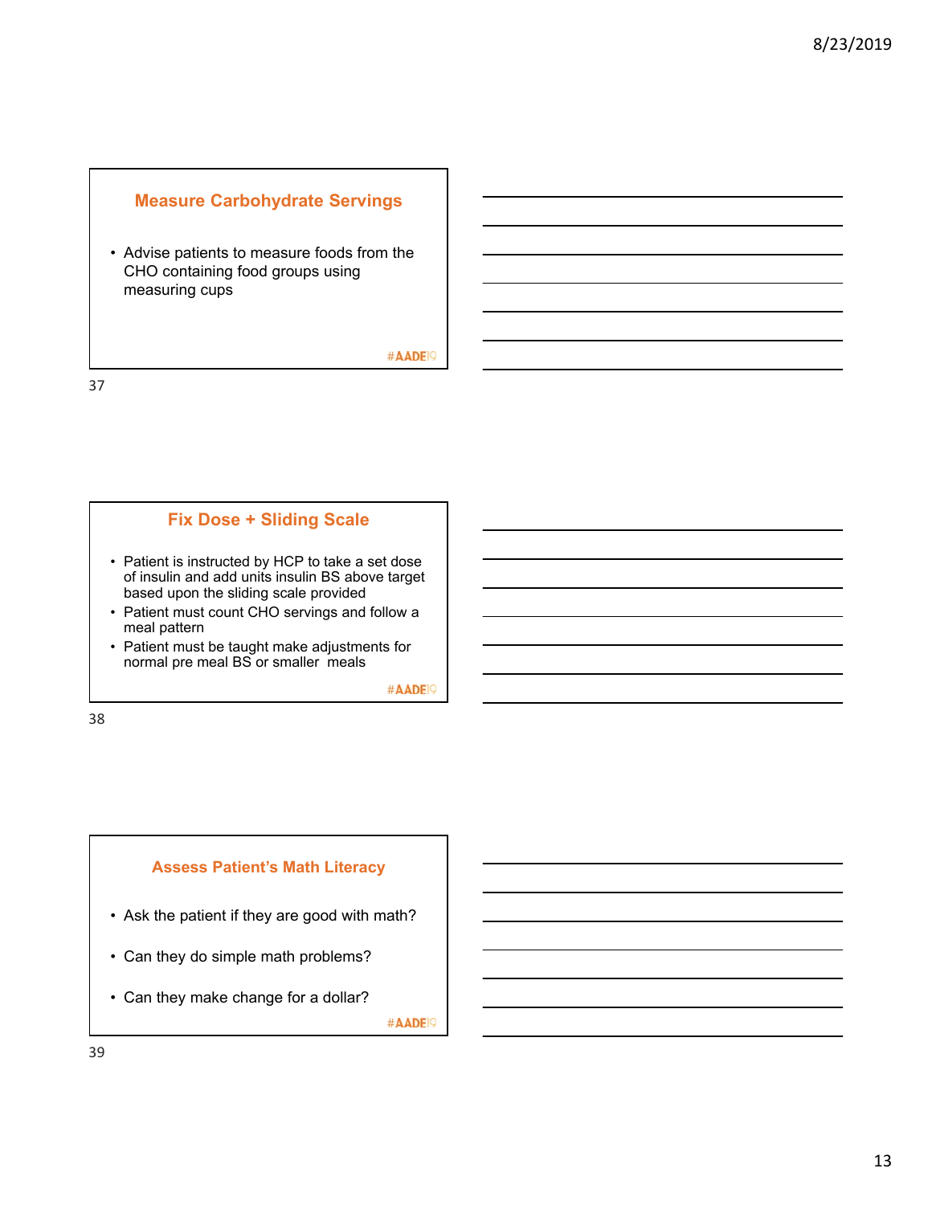## Measure Carbohydrate Servings

- Advise patients to measure foods from the CHO containing food groups using measuring cups

#AADE19

## Fix Dose + Sliding Scale

- Patient is instructed by HCP to take a set dose of insulin and add units insulin BS above target based upon the sliding scale provided
- Patient must count CHO servings and follow a meal pattern
- Patient must be taught make adjustments for normal pre meal BS or smaller meals

#AADE19

## Assess Patient's Math Literacy

- Ask the patient if they are good with math?
- Can they do simple math problems?
- Can they make change for a dollar?

#AADE19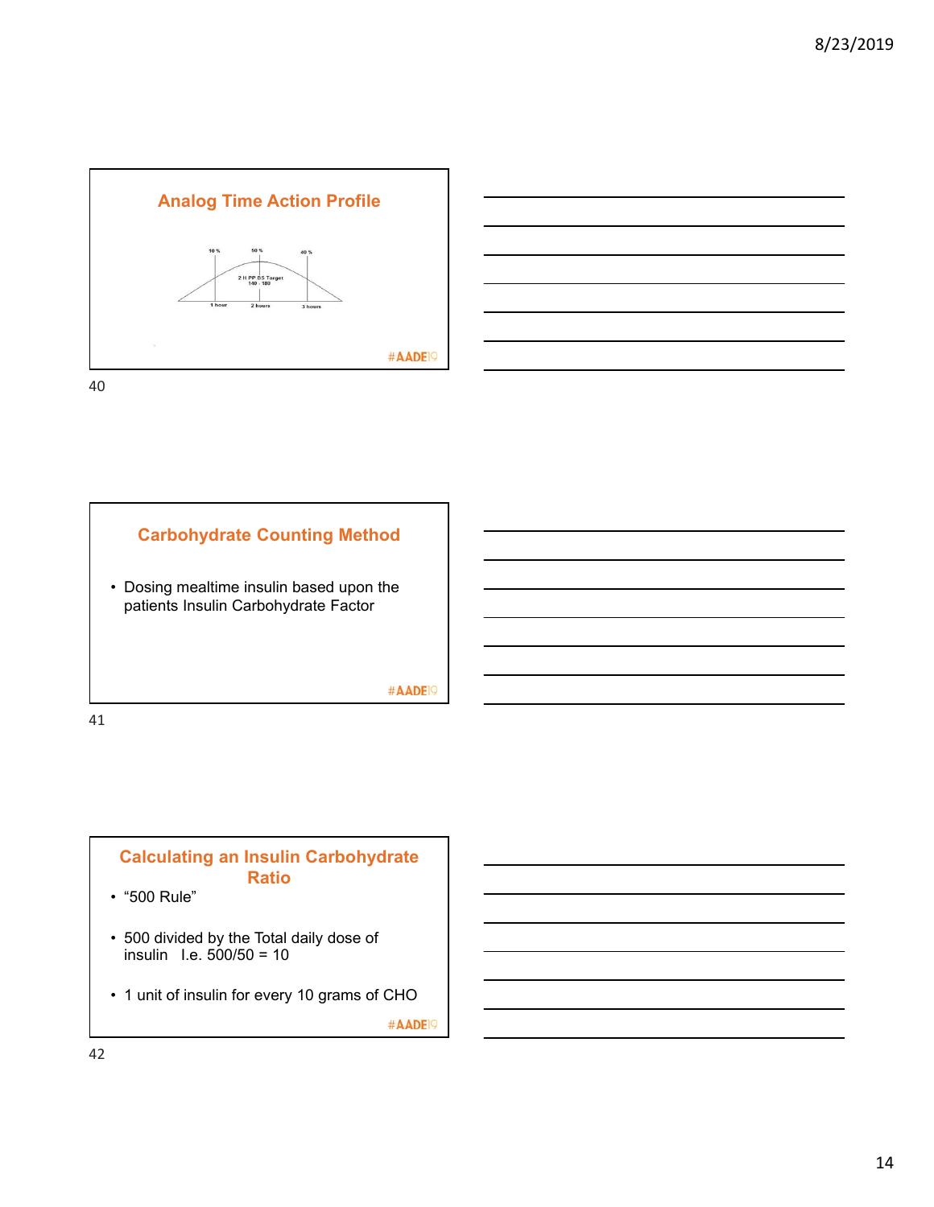## Analog Time Action Profile

10 %

50 %

40 %

2 H PP BS Target
140 - 180

1 hour

2 hours

3 hours

#AADE19

## Carbohydrate Counting Method

- Dosing mealtime insulin based upon the patients Insulin Carbohydrate Factor

#AADE19

## Calculating an Insulin Carbohydrate Ratio

- "500 Rule"
- 500 divided by the Total daily dose of insulin   I.e. 500/50 = 10
- 1 unit of insulin for every 10 grams of CHO

#AADE19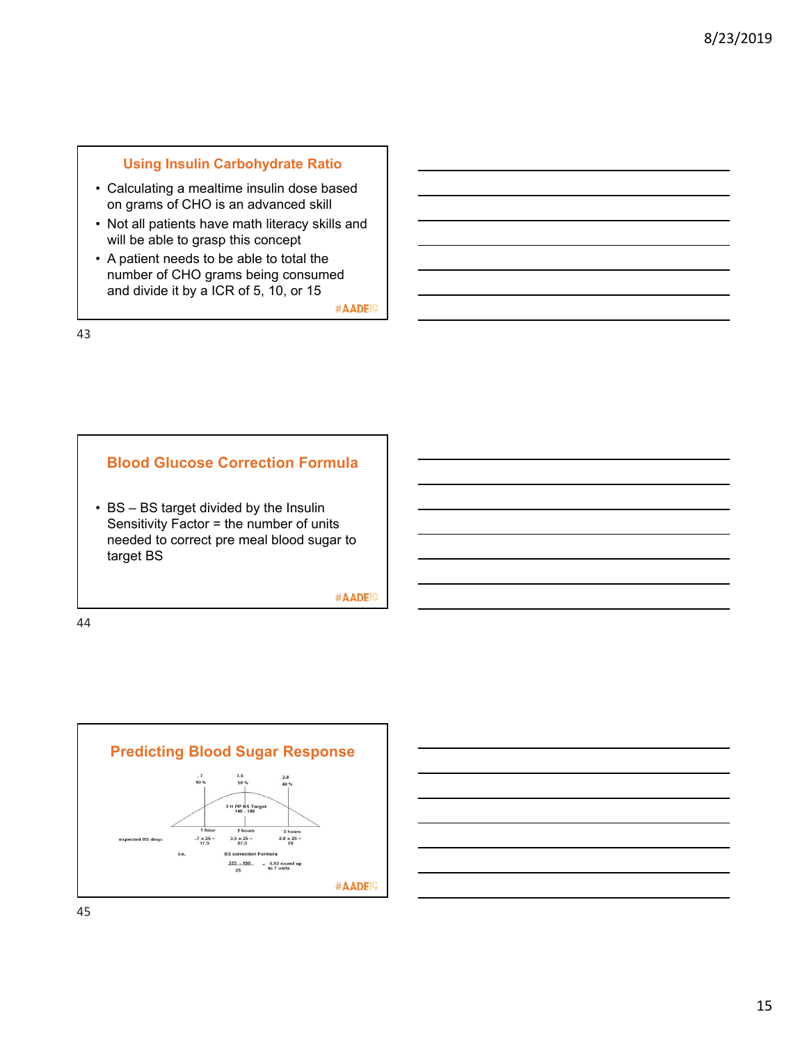## Using Insulin Carbohydrate Ratio

- Calculating a mealtime insulin dose based on grams of CHO is an advanced skill
- Not all patients have math literacy skills and will be able to grasp this concept
- A patient needs to be able to total the number of CHO grams being consumed and divide it by a ICR of 5, 10, or 15

#AADE19

## Blood Glucose Correction Formula

- BS – BS target divided by the Insulin Sensitivity Factor = the number of units needed to correct pre meal blood sugar to target BS

#AADE19

## Predicting Blood Sugar Response

.7 10 %

3.5 50 %

2.8 40 %

2 H PP BS Target 140 - 180

1 hour

2 hours

3 hours

expected BS drop: .7 x 25 = 17.5 | 3.5 x 25 = 87.5 | 2.8 x 25 = 70

i.e. BS correction Formula

$$\frac{323 - 150}{25} = 6.92 \text{ round up to 7 units}$$

#AADE19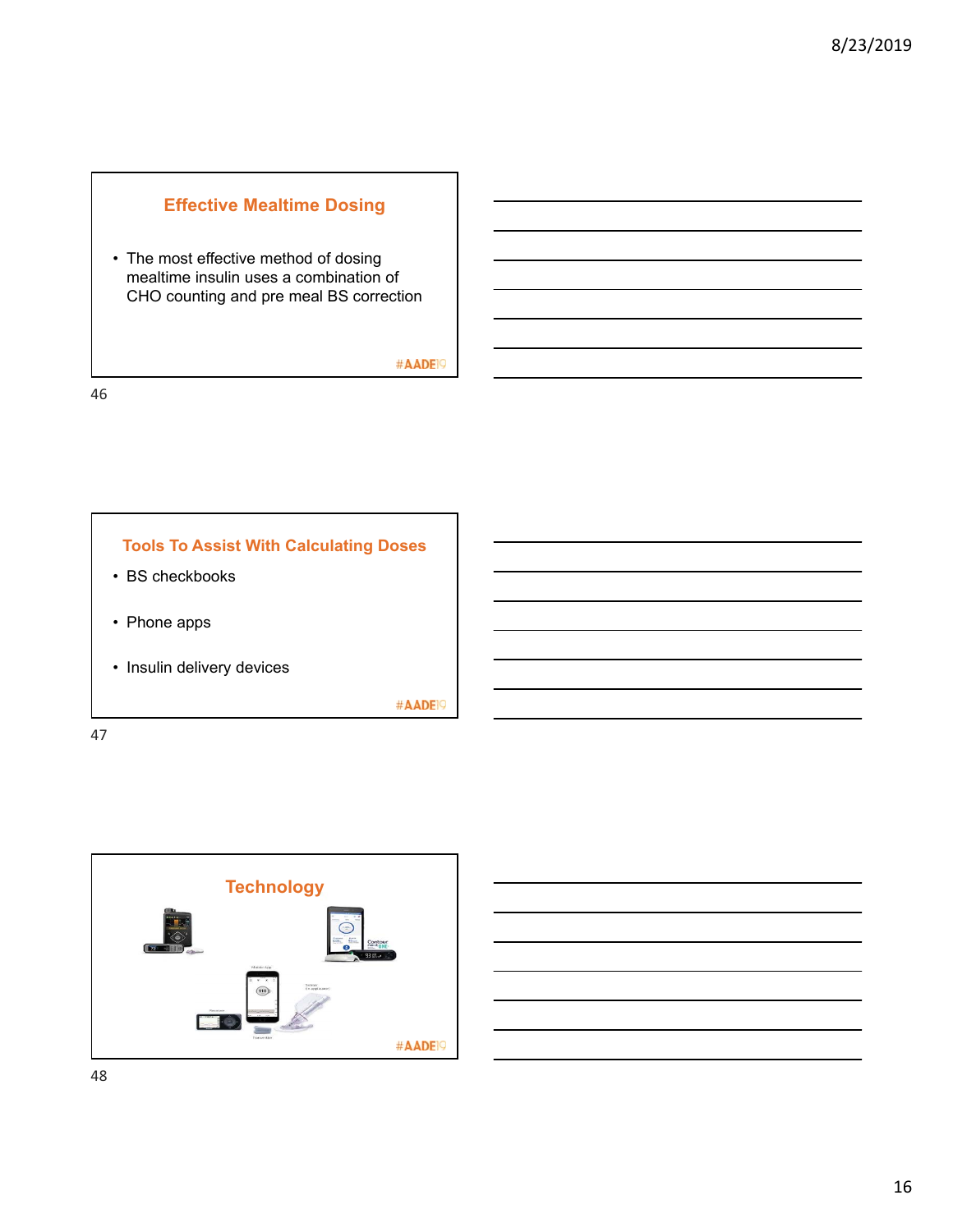## Effective Mealtime Dosing

- The most effective method of dosing mealtime insulin uses a combination of CHO counting and pre meal BS correction

#AADE19

## Tools To Assist With Calculating Doses

- BS checkbooks
- Phone apps
- Insulin delivery devices

#AADE19

## Technology

#AADE19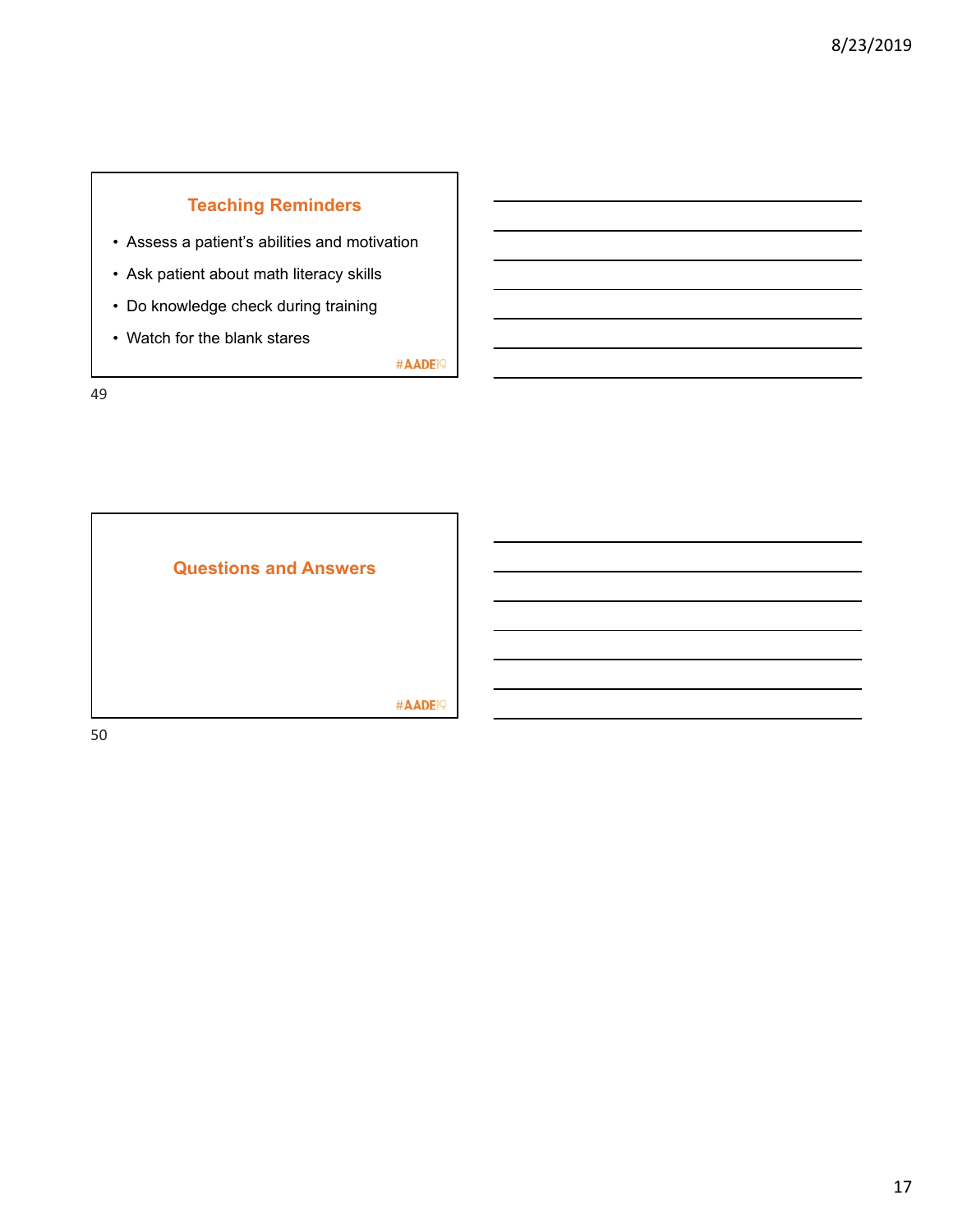## Teaching Reminders

- Assess a patient's abilities and motivation
- Ask patient about math literacy skills
- Do knowledge check during training
- Watch for the blank stares

#AADE19

## Questions and Answers

#AADE19